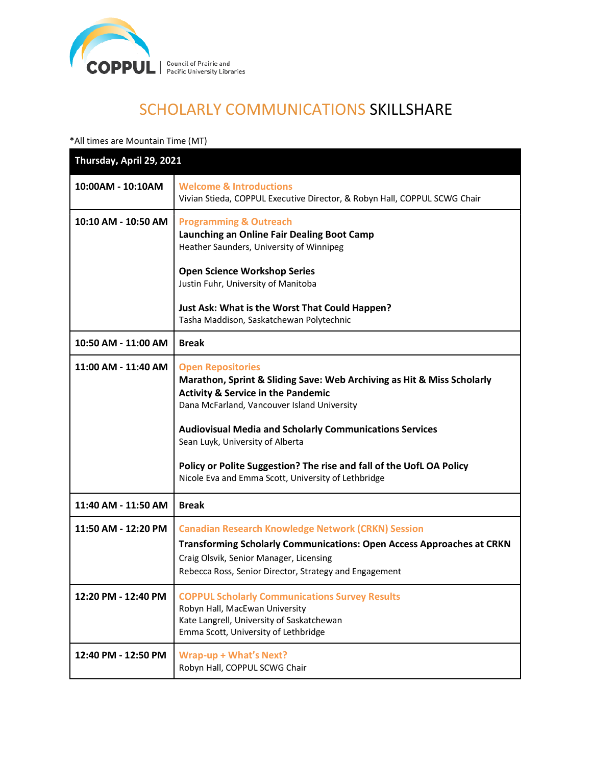COPPUL | Council of Prairie and Pacific University Libraries

# SCHOLARLY COMMUNICATIONS SKILLSHARE

*All times are Mountain Time (MT)

| Thursday, April 29, 2021 | |
|---|---|
| **10:00AM - 10:10AM** | **Welcome & Introductions**<br>Vivian Stieda, COPPUL Executive Director, & Robyn Hall, COPPUL SCWG Chair |
| **10:10 AM - 10:50 AM** | **Programming & Outreach**<br>**Launching an Online Fair Dealing Boot Camp**<br>Heather Saunders, University of Winnipeg<br><br>**Open Science Workshop Series**<br>Justin Fuhr, University of Manitoba<br><br>**Just Ask: What is the Worst That Could Happen?**<br>Tasha Maddison, Saskatchewan Polytechnic |
| **10:50 AM - 11:00 AM** | **Break** |
| **11:00 AM - 11:40 AM** | **Open Repositories**<br>**Marathon, Sprint & Sliding Save: Web Archiving as Hit & Miss Scholarly Activity & Service in the Pandemic**<br>Dana McFarland, Vancouver Island University<br><br>**Audiovisual Media and Scholarly Communications Services**<br>Sean Luyk, University of Alberta<br><br>**Policy or Polite Suggestion? The rise and fall of the UofL OA Policy**<br>Nicole Eva and Emma Scott, University of Lethbridge |
| **11:40 AM - 11:50 AM** | **Break** |
| **11:50 AM - 12:20 PM** | **Canadian Research Knowledge Network (CRKN) Session**<br>**Transforming Scholarly Communications: Open Access Approaches at CRKN**<br>Craig Olsvik, Senior Manager, Licensing<br>Rebecca Ross, Senior Director, Strategy and Engagement |
| **12:20 PM - 12:40 PM** | **COPPUL Scholarly Communications Survey Results**<br>Robyn Hall, MacEwan University<br>Kate Langrell, University of Saskatchewan<br>Emma Scott, University of Lethbridge |
| **12:40 PM - 12:50 PM** | **Wrap-up + What's Next?**<br>Robyn Hall, COPPUL SCWG Chair |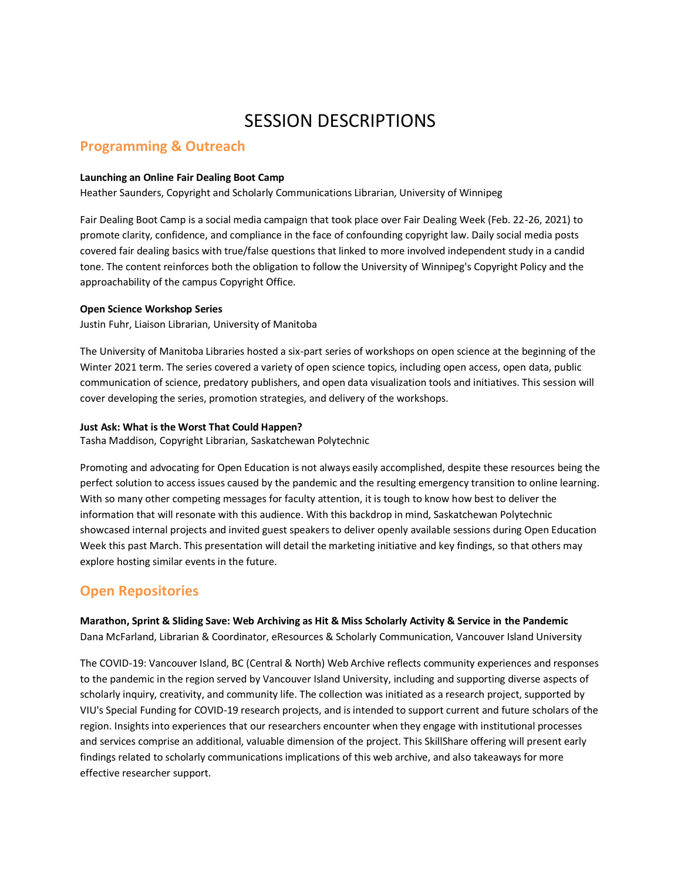# SESSION DESCRIPTIONS

## Programming & Outreach

**Launching an Online Fair Dealing Boot Camp**
Heather Saunders, Copyright and Scholarly Communications Librarian, University of Winnipeg

Fair Dealing Boot Camp is a social media campaign that took place over Fair Dealing Week (Feb. 22-26, 2021) to promote clarity, confidence, and compliance in the face of confounding copyright law. Daily social media posts covered fair dealing basics with true/false questions that linked to more involved independent study in a candid tone. The content reinforces both the obligation to follow the University of Winnipeg's Copyright Policy and the approachability of the campus Copyright Office.

**Open Science Workshop Series**
Justin Fuhr, Liaison Librarian, University of Manitoba

The University of Manitoba Libraries hosted a six-part series of workshops on open science at the beginning of the Winter 2021 term. The series covered a variety of open science topics, including open access, open data, public communication of science, predatory publishers, and open data visualization tools and initiatives. This session will cover developing the series, promotion strategies, and delivery of the workshops.

**Just Ask: What is the Worst That Could Happen?**
Tasha Maddison, Copyright Librarian, Saskatchewan Polytechnic

Promoting and advocating for Open Education is not always easily accomplished, despite these resources being the perfect solution to access issues caused by the pandemic and the resulting emergency transition to online learning. With so many other competing messages for faculty attention, it is tough to know how best to deliver the information that will resonate with this audience. With this backdrop in mind, Saskatchewan Polytechnic showcased internal projects and invited guest speakers to deliver openly available sessions during Open Education Week this past March. This presentation will detail the marketing initiative and key findings, so that others may explore hosting similar events in the future.

## Open Repositories

**Marathon, Sprint & Sliding Save: Web Archiving as Hit & Miss Scholarly Activity & Service in the Pandemic**
Dana McFarland, Librarian & Coordinator, eResources & Scholarly Communication, Vancouver Island University

The COVID-19: Vancouver Island, BC (Central & North) Web Archive reflects community experiences and responses to the pandemic in the region served by Vancouver Island University, including and supporting diverse aspects of scholarly inquiry, creativity, and community life. The collection was initiated as a research project, supported by VIU's Special Funding for COVID-19 research projects, and is intended to support current and future scholars of the region. Insights into experiences that our researchers encounter when they engage with institutional processes and services comprise an additional, valuable dimension of the project. This SkillShare offering will present early findings related to scholarly communications implications of this web archive, and also takeaways for more effective researcher support.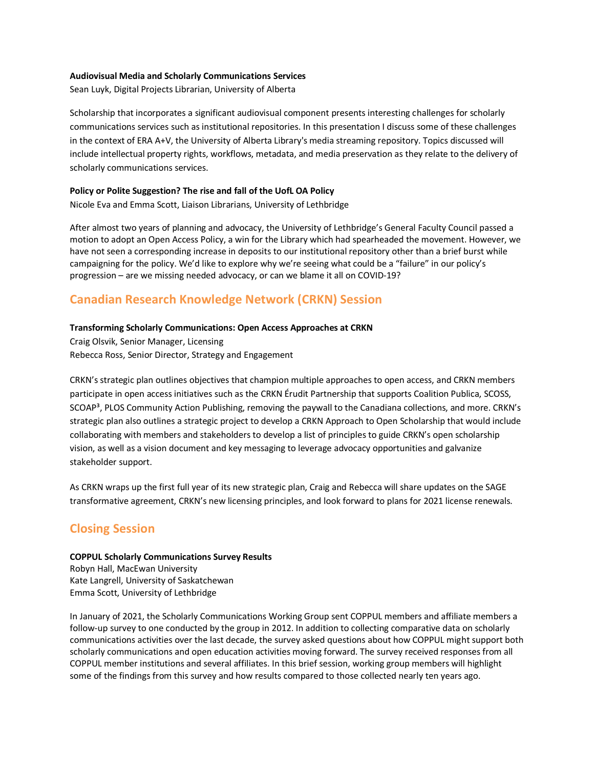**Audiovisual Media and Scholarly Communications Services**
Sean Luyk, Digital Projects Librarian, University of Alberta

Scholarship that incorporates a significant audiovisual component presents interesting challenges for scholarly communications services such as institutional repositories. In this presentation I discuss some of these challenges in the context of ERA A+V, the University of Alberta Library's media streaming repository. Topics discussed will include intellectual property rights, workflows, metadata, and media preservation as they relate to the delivery of scholarly communications services.

**Policy or Polite Suggestion? The rise and fall of the UofL OA Policy**
Nicole Eva and Emma Scott, Liaison Librarians, University of Lethbridge

After almost two years of planning and advocacy, the University of Lethbridge's General Faculty Council passed a motion to adopt an Open Access Policy, a win for the Library which had spearheaded the movement. However, we have not seen a corresponding increase in deposits to our institutional repository other than a brief burst while campaigning for the policy. We'd like to explore why we're seeing what could be a "failure" in our policy's progression – are we missing needed advocacy, or can we blame it all on COVID-19?

## Canadian Research Knowledge Network (CRKN) Session

**Transforming Scholarly Communications: Open Access Approaches at CRKN**
Craig Olsvik, Senior Manager, Licensing
Rebecca Ross, Senior Director, Strategy and Engagement

CRKN's strategic plan outlines objectives that champion multiple approaches to open access, and CRKN members participate in open access initiatives such as the CRKN Érudit Partnership that supports Coalition Publica, SCOSS, SCOAP³, PLOS Community Action Publishing, removing the paywall to the Canadiana collections, and more. CRKN's strategic plan also outlines a strategic project to develop a CRKN Approach to Open Scholarship that would include collaborating with members and stakeholders to develop a list of principles to guide CRKN's open scholarship vision, as well as a vision document and key messaging to leverage advocacy opportunities and galvanize stakeholder support.

As CRKN wraps up the first full year of its new strategic plan, Craig and Rebecca will share updates on the SAGE transformative agreement, CRKN's new licensing principles, and look forward to plans for 2021 license renewals.

## Closing Session

**COPPUL Scholarly Communications Survey Results**
Robyn Hall, MacEwan University
Kate Langrell, University of Saskatchewan
Emma Scott, University of Lethbridge

In January of 2021, the Scholarly Communications Working Group sent COPPUL members and affiliate members a follow-up survey to one conducted by the group in 2012. In addition to collecting comparative data on scholarly communications activities over the last decade, the survey asked questions about how COPPUL might support both scholarly communications and open education activities moving forward. The survey received responses from all COPPUL member institutions and several affiliates. In this brief session, working group members will highlight some of the findings from this survey and how results compared to those collected nearly ten years ago.